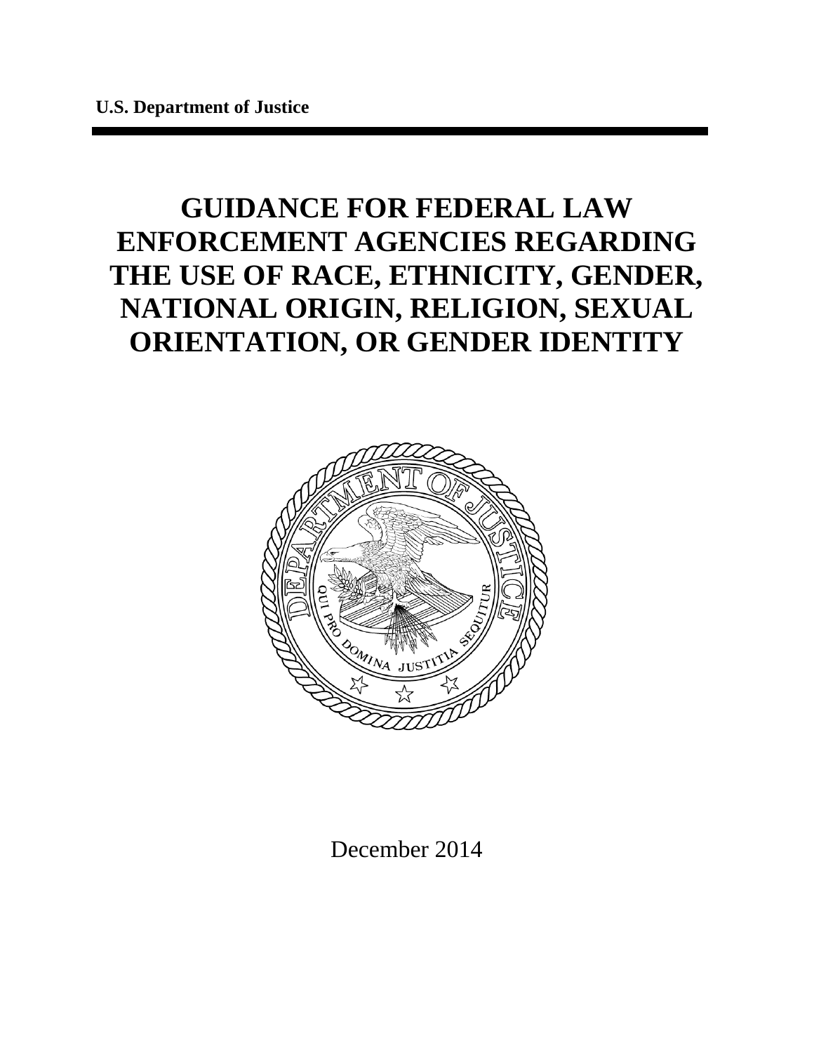**U.S. Department of Justice**

# GUIDANCE FOR FEDERAL LAW ENFORCEMENT AGENCIES REGARDING THE USE OF RACE, ETHNICITY, GENDER, NATIONAL ORIGIN, RELIGION, SEXUAL ORIENTATION, OR GENDER IDENTITY

December 2014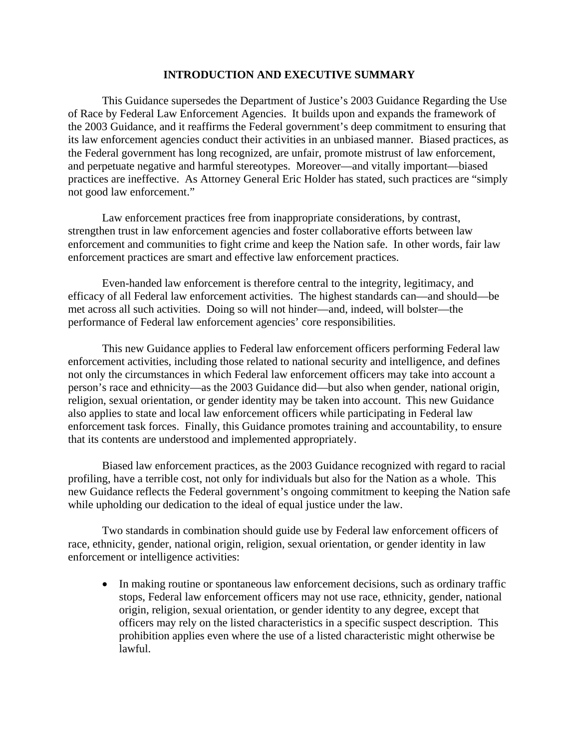## INTRODUCTION AND EXECUTIVE SUMMARY

This Guidance supersedes the Department of Justice's 2003 Guidance Regarding the Use of Race by Federal Law Enforcement Agencies. It builds upon and expands the framework of the 2003 Guidance, and it reaffirms the Federal government's deep commitment to ensuring that its law enforcement agencies conduct their activities in an unbiased manner. Biased practices, as the Federal government has long recognized, are unfair, promote mistrust of law enforcement, and perpetuate negative and harmful stereotypes. Moreover—and vitally important—biased practices are ineffective. As Attorney General Eric Holder has stated, such practices are "simply not good law enforcement."

Law enforcement practices free from inappropriate considerations, by contrast, strengthen trust in law enforcement agencies and foster collaborative efforts between law enforcement and communities to fight crime and keep the Nation safe. In other words, fair law enforcement practices are smart and effective law enforcement practices.

Even-handed law enforcement is therefore central to the integrity, legitimacy, and efficacy of all Federal law enforcement activities. The highest standards can—and should—be met across all such activities. Doing so will not hinder—and, indeed, will bolster—the performance of Federal law enforcement agencies' core responsibilities.

This new Guidance applies to Federal law enforcement officers performing Federal law enforcement activities, including those related to national security and intelligence, and defines not only the circumstances in which Federal law enforcement officers may take into account a person's race and ethnicity—as the 2003 Guidance did—but also when gender, national origin, religion, sexual orientation, or gender identity may be taken into account. This new Guidance also applies to state and local law enforcement officers while participating in Federal law enforcement task forces. Finally, this Guidance promotes training and accountability, to ensure that its contents are understood and implemented appropriately.

Biased law enforcement practices, as the 2003 Guidance recognized with regard to racial profiling, have a terrible cost, not only for individuals but also for the Nation as a whole. This new Guidance reflects the Federal government's ongoing commitment to keeping the Nation safe while upholding our dedication to the ideal of equal justice under the law.

Two standards in combination should guide use by Federal law enforcement officers of race, ethnicity, gender, national origin, religion, sexual orientation, or gender identity in law enforcement or intelligence activities:

- In making routine or spontaneous law enforcement decisions, such as ordinary traffic stops, Federal law enforcement officers may not use race, ethnicity, gender, national origin, religion, sexual orientation, or gender identity to any degree, except that officers may rely on the listed characteristics in a specific suspect description. This prohibition applies even where the use of a listed characteristic might otherwise be lawful.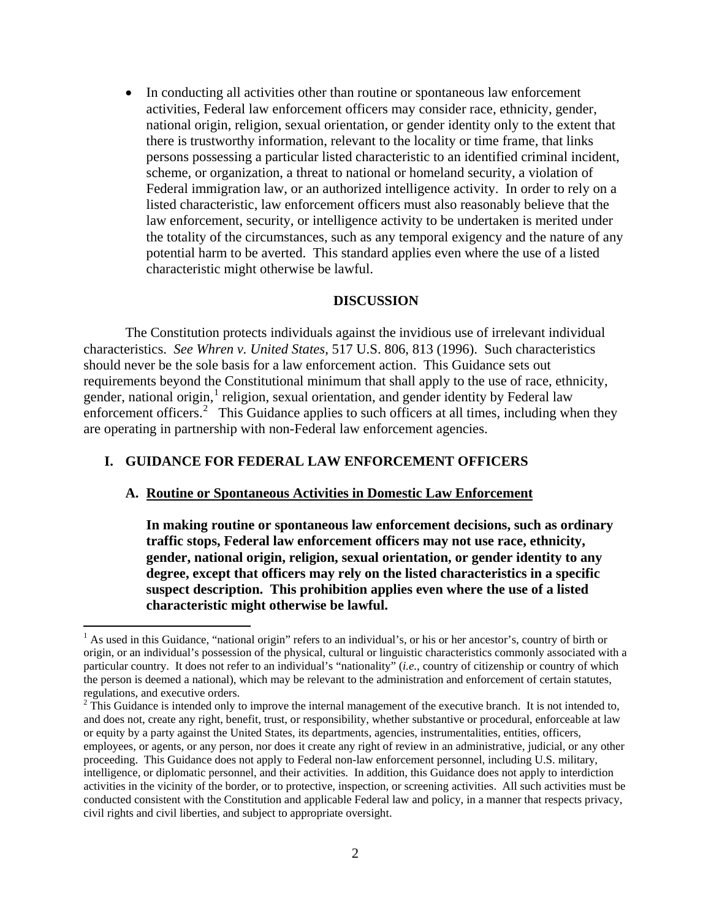- In conducting all activities other than routine or spontaneous law enforcement activities, Federal law enforcement officers may consider race, ethnicity, gender, national origin, religion, sexual orientation, or gender identity only to the extent that there is trustworthy information, relevant to the locality or time frame, that links persons possessing a particular listed characteristic to an identified criminal incident, scheme, or organization, a threat to national or homeland security, a violation of Federal immigration law, or an authorized intelligence activity. In order to rely on a listed characteristic, law enforcement officers must also reasonably believe that the law enforcement, security, or intelligence activity to be undertaken is merited under the totality of the circumstances, such as any temporal exigency and the nature of any potential harm to be averted. This standard applies even where the use of a listed characteristic might otherwise be lawful.

## DISCUSSION

The Constitution protects individuals against the invidious use of irrelevant individual characteristics. *See Whren v. United States*, 517 U.S. 806, 813 (1996). Such characteristics should never be the sole basis for a law enforcement action. This Guidance sets out requirements beyond the Constitutional minimum that shall apply to the use of race, ethnicity, gender, national origin,[1] religion, sexual orientation, and gender identity by Federal law enforcement officers.[2] This Guidance applies to such officers at all times, including when they are operating in partnership with non-Federal law enforcement agencies.

### I. GUIDANCE FOR FEDERAL LAW ENFORCEMENT OFFICERS

#### A. Routine or Spontaneous Activities in Domestic Law Enforcement

**In making routine or spontaneous law enforcement decisions, such as ordinary traffic stops, Federal law enforcement officers may not use race, ethnicity, gender, national origin, religion, sexual orientation, or gender identity to any degree, except that officers may rely on the listed characteristics in a specific suspect description. This prohibition applies even where the use of a listed characteristic might otherwise be lawful.**

---

[1] As used in this Guidance, "national origin" refers to an individual's, or his or her ancestor's, country of birth or origin, or an individual's possession of the physical, cultural or linguistic characteristics commonly associated with a particular country. It does not refer to an individual's "nationality" (*i.e.*, country of citizenship or country of which the person is deemed a national), which may be relevant to the administration and enforcement of certain statutes, regulations, and executive orders.

[2] This Guidance is intended only to improve the internal management of the executive branch. It is not intended to, and does not, create any right, benefit, trust, or responsibility, whether substantive or procedural, enforceable at law or equity by a party against the United States, its departments, agencies, instrumentalities, entities, officers, employees, or agents, or any person, nor does it create any right of review in an administrative, judicial, or any other proceeding. This Guidance does not apply to Federal non-law enforcement personnel, including U.S. military, intelligence, or diplomatic personnel, and their activities. In addition, this Guidance does not apply to interdiction activities in the vicinity of the border, or to protective, inspection, or screening activities. All such activities must be conducted consistent with the Constitution and applicable Federal law and policy, in a manner that respects privacy, civil rights and civil liberties, and subject to appropriate oversight.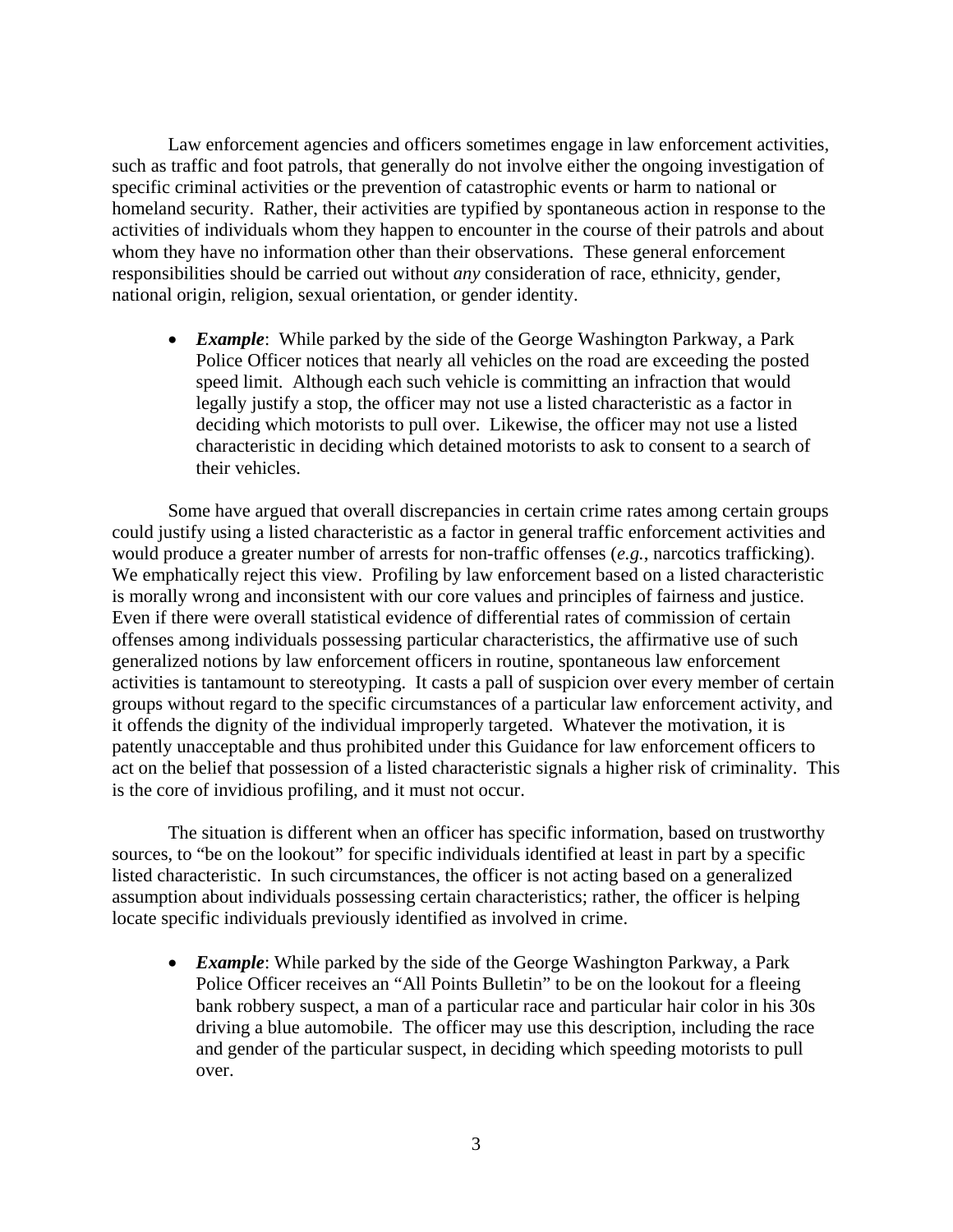Law enforcement agencies and officers sometimes engage in law enforcement activities, such as traffic and foot patrols, that generally do not involve either the ongoing investigation of specific criminal activities or the prevention of catastrophic events or harm to national or homeland security. Rather, their activities are typified by spontaneous action in response to the activities of individuals whom they happen to encounter in the course of their patrols and about whom they have no information other than their observations. These general enforcement responsibilities should be carried out without *any* consideration of race, ethnicity, gender, national origin, religion, sexual orientation, or gender identity.

- ***Example***: While parked by the side of the George Washington Parkway, a Park Police Officer notices that nearly all vehicles on the road are exceeding the posted speed limit. Although each such vehicle is committing an infraction that would legally justify a stop, the officer may not use a listed characteristic as a factor in deciding which motorists to pull over. Likewise, the officer may not use a listed characteristic in deciding which detained motorists to ask to consent to a search of their vehicles.

Some have argued that overall discrepancies in certain crime rates among certain groups could justify using a listed characteristic as a factor in general traffic enforcement activities and would produce a greater number of arrests for non-traffic offenses (*e.g.*, narcotics trafficking). We emphatically reject this view. Profiling by law enforcement based on a listed characteristic is morally wrong and inconsistent with our core values and principles of fairness and justice. Even if there were overall statistical evidence of differential rates of commission of certain offenses among individuals possessing particular characteristics, the affirmative use of such generalized notions by law enforcement officers in routine, spontaneous law enforcement activities is tantamount to stereotyping. It casts a pall of suspicion over every member of certain groups without regard to the specific circumstances of a particular law enforcement activity, and it offends the dignity of the individual improperly targeted. Whatever the motivation, it is patently unacceptable and thus prohibited under this Guidance for law enforcement officers to act on the belief that possession of a listed characteristic signals a higher risk of criminality. This is the core of invidious profiling, and it must not occur.

The situation is different when an officer has specific information, based on trustworthy sources, to "be on the lookout" for specific individuals identified at least in part by a specific listed characteristic. In such circumstances, the officer is not acting based on a generalized assumption about individuals possessing certain characteristics; rather, the officer is helping locate specific individuals previously identified as involved in crime.

- ***Example***: While parked by the side of the George Washington Parkway, a Park Police Officer receives an "All Points Bulletin" to be on the lookout for a fleeing bank robbery suspect, a man of a particular race and particular hair color in his 30s driving a blue automobile. The officer may use this description, including the race and gender of the particular suspect, in deciding which speeding motorists to pull over.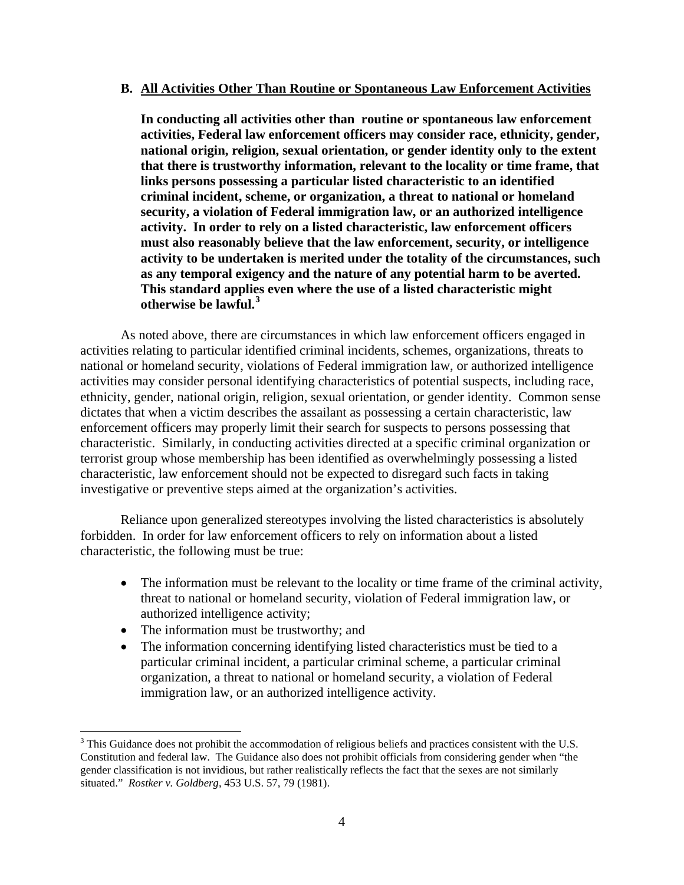### B. <u>All Activities Other Than Routine or Spontaneous Law Enforcement Activities</u>

**In conducting all activities other than routine or spontaneous law enforcement activities, Federal law enforcement officers may consider race, ethnicity, gender, national origin, religion, sexual orientation, or gender identity only to the extent that there is trustworthy information, relevant to the locality or time frame, that links persons possessing a particular listed characteristic to an identified criminal incident, scheme, or organization, a threat to national or homeland security, a violation of Federal immigration law, or an authorized intelligence activity. In order to rely on a listed characteristic, law enforcement officers must also reasonably believe that the law enforcement, security, or intelligence activity to be undertaken is merited under the totality of the circumstances, such as any temporal exigency and the nature of any potential harm to be averted. This standard applies even where the use of a listed characteristic might otherwise be lawful.[3]**

As noted above, there are circumstances in which law enforcement officers engaged in activities relating to particular identified criminal incidents, schemes, organizations, threats to national or homeland security, violations of Federal immigration law, or authorized intelligence activities may consider personal identifying characteristics of potential suspects, including race, ethnicity, gender, national origin, religion, sexual orientation, or gender identity. Common sense dictates that when a victim describes the assailant as possessing a certain characteristic, law enforcement officers may properly limit their search for suspects to persons possessing that characteristic. Similarly, in conducting activities directed at a specific criminal organization or terrorist group whose membership has been identified as overwhelmingly possessing a listed characteristic, law enforcement should not be expected to disregard such facts in taking investigative or preventive steps aimed at the organization's activities.

Reliance upon generalized stereotypes involving the listed characteristics is absolutely forbidden. In order for law enforcement officers to rely on information about a listed characteristic, the following must be true:

- The information must be relevant to the locality or time frame of the criminal activity, threat to national or homeland security, violation of Federal immigration law, or authorized intelligence activity;
- The information must be trustworthy; and
- The information concerning identifying listed characteristics must be tied to a particular criminal incident, a particular criminal scheme, a particular criminal organization, a threat to national or homeland security, a violation of Federal immigration law, or an authorized intelligence activity.

---

[3] This Guidance does not prohibit the accommodation of religious beliefs and practices consistent with the U.S. Constitution and federal law. The Guidance also does not prohibit officials from considering gender when "the gender classification is not invidious, but rather realistically reflects the fact that the sexes are not similarly situated." *Rostker v. Goldberg*, 453 U.S. 57, 79 (1981).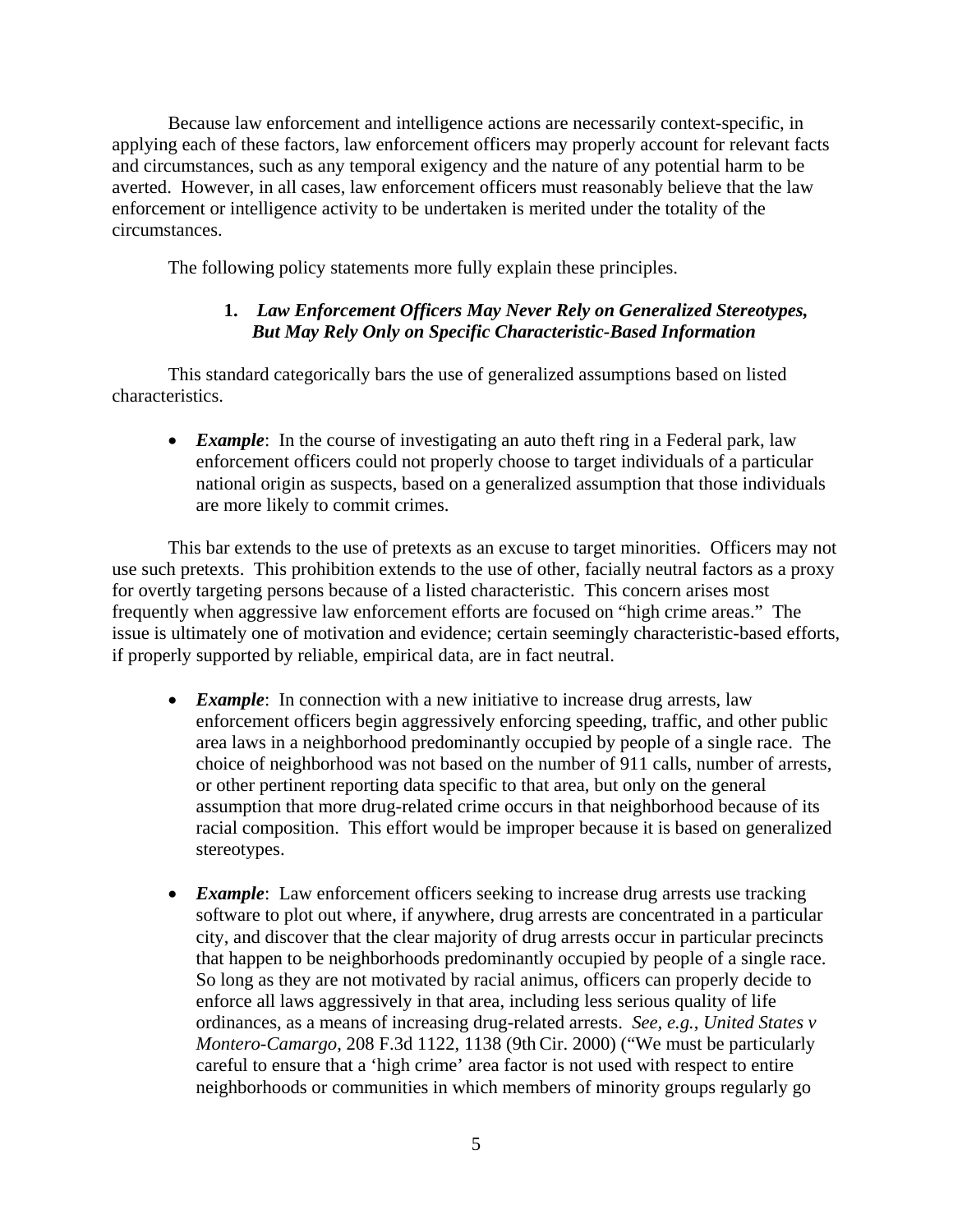Because law enforcement and intelligence actions are necessarily context-specific, in applying each of these factors, law enforcement officers may properly account for relevant facts and circumstances, such as any temporal exigency and the nature of any potential harm to be averted. However, in all cases, law enforcement officers must reasonably believe that the law enforcement or intelligence activity to be undertaken is merited under the totality of the circumstances.

The following policy statements more fully explain these principles.

### 1. *Law Enforcement Officers May Never Rely on Generalized Stereotypes, But May Rely Only on Specific Characteristic-Based Information*

This standard categorically bars the use of generalized assumptions based on listed characteristics.

- ***Example***: In the course of investigating an auto theft ring in a Federal park, law enforcement officers could not properly choose to target individuals of a particular national origin as suspects, based on a generalized assumption that those individuals are more likely to commit crimes.

This bar extends to the use of pretexts as an excuse to target minorities. Officers may not use such pretexts. This prohibition extends to the use of other, facially neutral factors as a proxy for overtly targeting persons because of a listed characteristic. This concern arises most frequently when aggressive law enforcement efforts are focused on "high crime areas." The issue is ultimately one of motivation and evidence; certain seemingly characteristic-based efforts, if properly supported by reliable, empirical data, are in fact neutral.

- ***Example***: In connection with a new initiative to increase drug arrests, law enforcement officers begin aggressively enforcing speeding, traffic, and other public area laws in a neighborhood predominantly occupied by people of a single race. The choice of neighborhood was not based on the number of 911 calls, number of arrests, or other pertinent reporting data specific to that area, but only on the general assumption that more drug-related crime occurs in that neighborhood because of its racial composition. This effort would be improper because it is based on generalized stereotypes.

- ***Example***: Law enforcement officers seeking to increase drug arrests use tracking software to plot out where, if anywhere, drug arrests are concentrated in a particular city, and discover that the clear majority of drug arrests occur in particular precincts that happen to be neighborhoods predominantly occupied by people of a single race. So long as they are not motivated by racial animus, officers can properly decide to enforce all laws aggressively in that area, including less serious quality of life ordinances, as a means of increasing drug-related arrests. *See, e.g.*, *United States v Montero-Camargo*, 208 F.3d 1122, 1138 (9th Cir. 2000) ("We must be particularly careful to ensure that a 'high crime' area factor is not used with respect to entire neighborhoods or communities in which members of minority groups regularly go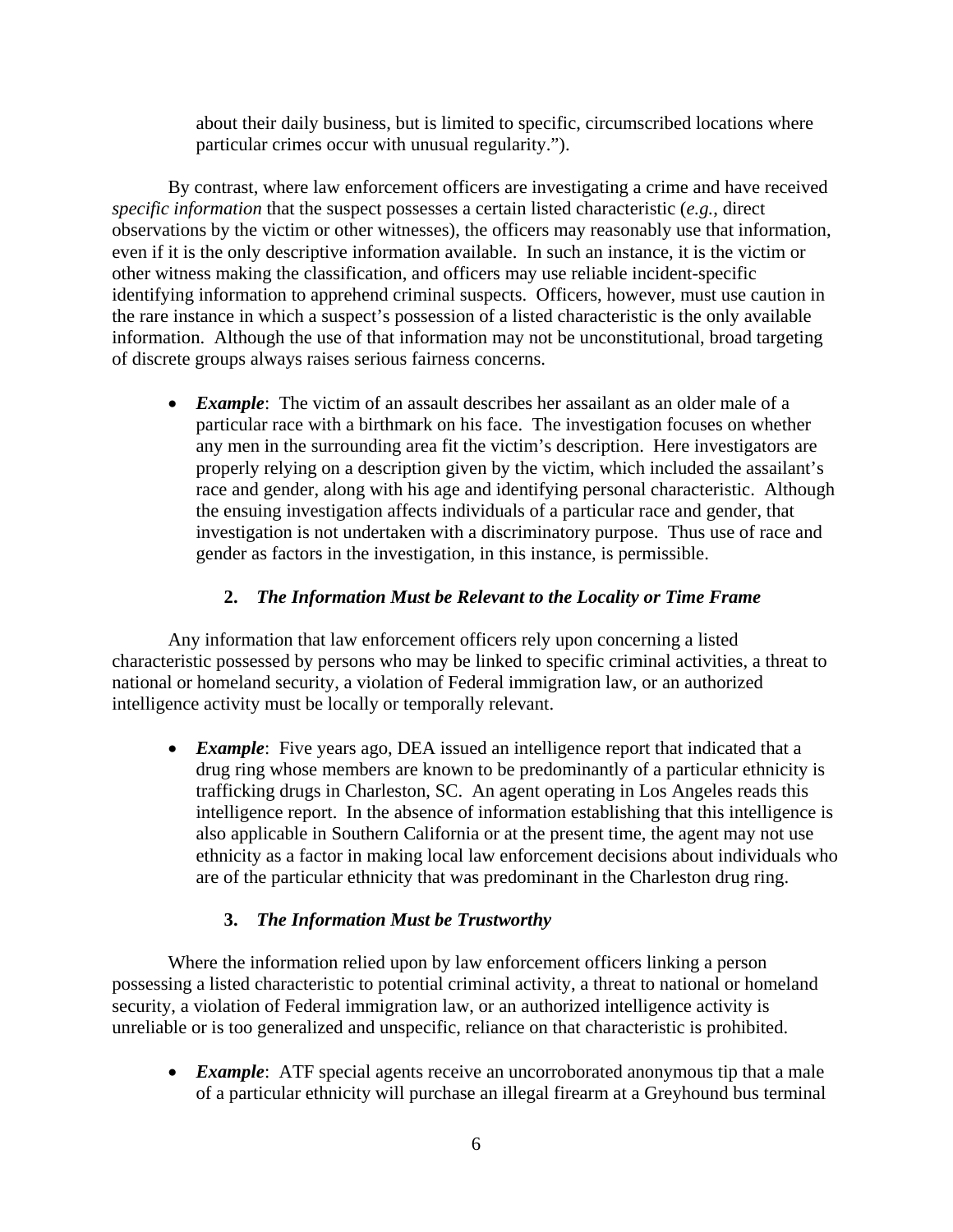about their daily business, but is limited to specific, circumscribed locations where particular crimes occur with unusual regularity.").

By contrast, where law enforcement officers are investigating a crime and have received *specific information* that the suspect possesses a certain listed characteristic (*e.g.*, direct observations by the victim or other witnesses), the officers may reasonably use that information, even if it is the only descriptive information available. In such an instance, it is the victim or other witness making the classification, and officers may use reliable incident-specific identifying information to apprehend criminal suspects. Officers, however, must use caution in the rare instance in which a suspect's possession of a listed characteristic is the only available information. Although the use of that information may not be unconstitutional, broad targeting of discrete groups always raises serious fairness concerns.

- ***Example***: The victim of an assault describes her assailant as an older male of a particular race with a birthmark on his face. The investigation focuses on whether any men in the surrounding area fit the victim's description. Here investigators are properly relying on a description given by the victim, which included the assailant's race and gender, along with his age and identifying personal characteristic. Although the ensuing investigation affects individuals of a particular race and gender, that investigation is not undertaken with a discriminatory purpose. Thus use of race and gender as factors in the investigation, in this instance, is permissible.

#### 2. *The Information Must be Relevant to the Locality or Time Frame*

Any information that law enforcement officers rely upon concerning a listed characteristic possessed by persons who may be linked to specific criminal activities, a threat to national or homeland security, a violation of Federal immigration law, or an authorized intelligence activity must be locally or temporally relevant.

- ***Example***: Five years ago, DEA issued an intelligence report that indicated that a drug ring whose members are known to be predominantly of a particular ethnicity is trafficking drugs in Charleston, SC. An agent operating in Los Angeles reads this intelligence report. In the absence of information establishing that this intelligence is also applicable in Southern California or at the present time, the agent may not use ethnicity as a factor in making local law enforcement decisions about individuals who are of the particular ethnicity that was predominant in the Charleston drug ring.

#### 3. *The Information Must be Trustworthy*

Where the information relied upon by law enforcement officers linking a person possessing a listed characteristic to potential criminal activity, a threat to national or homeland security, a violation of Federal immigration law, or an authorized intelligence activity is unreliable or is too generalized and unspecific, reliance on that characteristic is prohibited.

- ***Example***: ATF special agents receive an uncorroborated anonymous tip that a male of a particular ethnicity will purchase an illegal firearm at a Greyhound bus terminal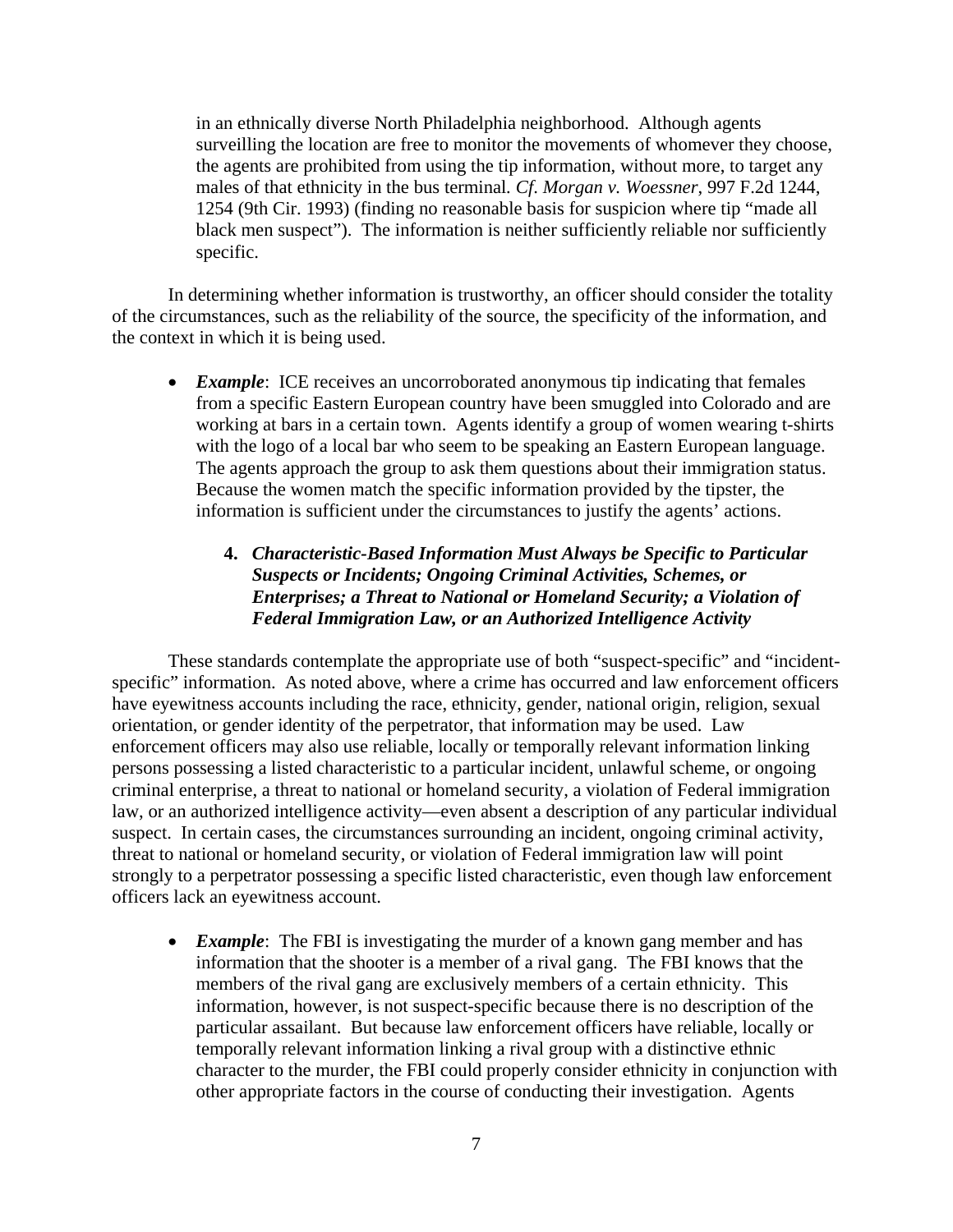in an ethnically diverse North Philadelphia neighborhood. Although agents surveilling the location are free to monitor the movements of whomever they choose, the agents are prohibited from using the tip information, without more, to target any males of that ethnicity in the bus terminal. *Cf*. *Morgan v. Woessner*, 997 F.2d 1244, 1254 (9th Cir. 1993) (finding no reasonable basis for suspicion where tip "made all black men suspect"). The information is neither sufficiently reliable nor sufficiently specific.

In determining whether information is trustworthy, an officer should consider the totality of the circumstances, such as the reliability of the source, the specificity of the information, and the context in which it is being used.

- ***Example***: ICE receives an uncorroborated anonymous tip indicating that females from a specific Eastern European country have been smuggled into Colorado and are working at bars in a certain town. Agents identify a group of women wearing t-shirts with the logo of a local bar who seem to be speaking an Eastern European language. The agents approach the group to ask them questions about their immigration status. Because the women match the specific information provided by the tipster, the information is sufficient under the circumstances to justify the agents' actions.

#### 4. *Characteristic-Based Information Must Always be Specific to Particular Suspects or Incidents; Ongoing Criminal Activities, Schemes, or Enterprises; a Threat to National or Homeland Security; a Violation of Federal Immigration Law, or an Authorized Intelligence Activity*

These standards contemplate the appropriate use of both "suspect-specific" and "incident-specific" information. As noted above, where a crime has occurred and law enforcement officers have eyewitness accounts including the race, ethnicity, gender, national origin, religion, sexual orientation, or gender identity of the perpetrator, that information may be used. Law enforcement officers may also use reliable, locally or temporally relevant information linking persons possessing a listed characteristic to a particular incident, unlawful scheme, or ongoing criminal enterprise, a threat to national or homeland security, a violation of Federal immigration law, or an authorized intelligence activity—even absent a description of any particular individual suspect. In certain cases, the circumstances surrounding an incident, ongoing criminal activity, threat to national or homeland security, or violation of Federal immigration law will point strongly to a perpetrator possessing a specific listed characteristic, even though law enforcement officers lack an eyewitness account.

- ***Example***: The FBI is investigating the murder of a known gang member and has information that the shooter is a member of a rival gang. The FBI knows that the members of the rival gang are exclusively members of a certain ethnicity. This information, however, is not suspect-specific because there is no description of the particular assailant. But because law enforcement officers have reliable, locally or temporally relevant information linking a rival group with a distinctive ethnic character to the murder, the FBI could properly consider ethnicity in conjunction with other appropriate factors in the course of conducting their investigation. Agents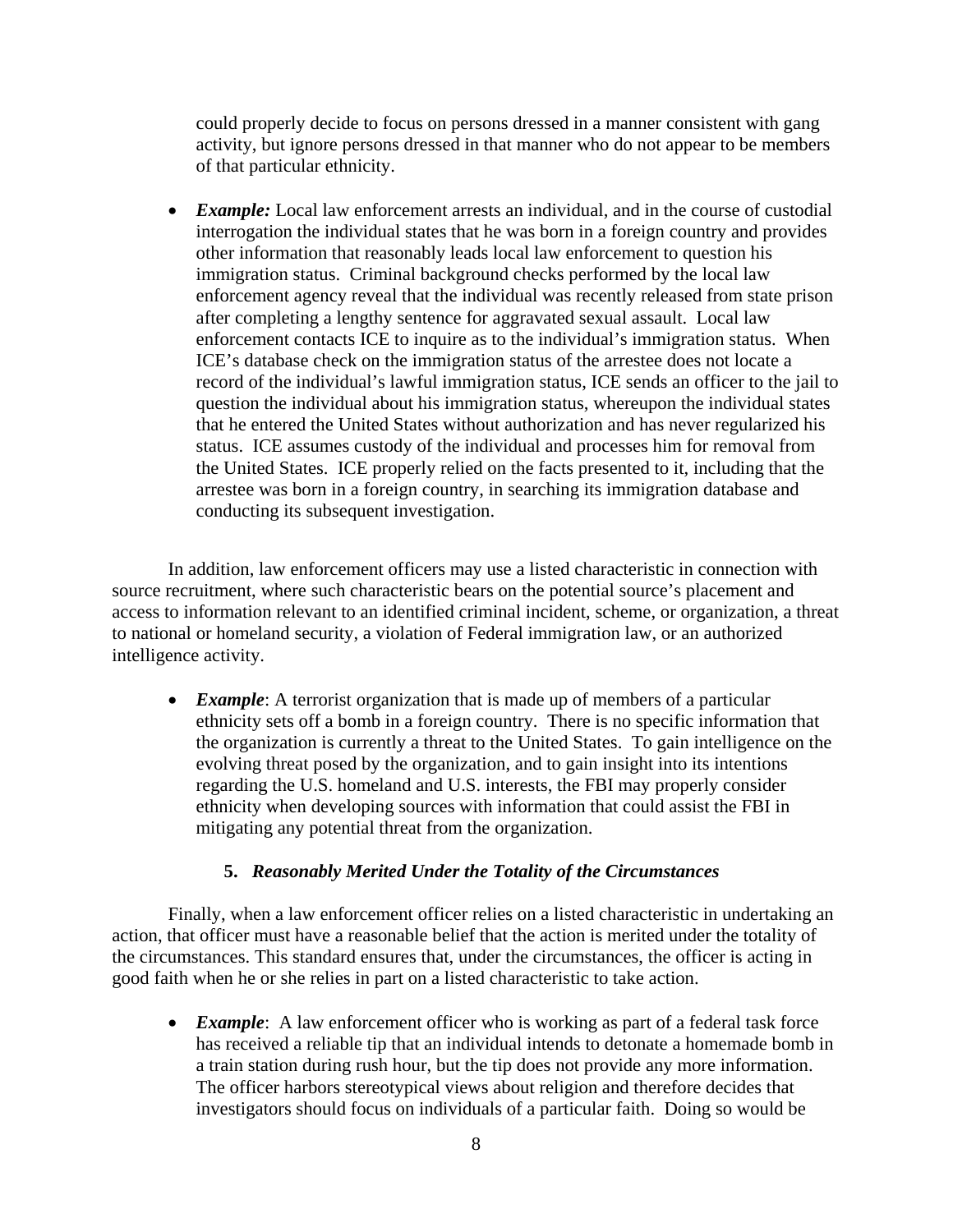could properly decide to focus on persons dressed in a manner consistent with gang activity, but ignore persons dressed in that manner who do not appear to be members of that particular ethnicity.

- ***Example:*** Local law enforcement arrests an individual, and in the course of custodial interrogation the individual states that he was born in a foreign country and provides other information that reasonably leads local law enforcement to question his immigration status. Criminal background checks performed by the local law enforcement agency reveal that the individual was recently released from state prison after completing a lengthy sentence for aggravated sexual assault. Local law enforcement contacts ICE to inquire as to the individual's immigration status. When ICE's database check on the immigration status of the arrestee does not locate a record of the individual's lawful immigration status, ICE sends an officer to the jail to question the individual about his immigration status, whereupon the individual states that he entered the United States without authorization and has never regularized his status. ICE assumes custody of the individual and processes him for removal from the United States. ICE properly relied on the facts presented to it, including that the arrestee was born in a foreign country, in searching its immigration database and conducting its subsequent investigation.

In addition, law enforcement officers may use a listed characteristic in connection with source recruitment, where such characteristic bears on the potential source's placement and access to information relevant to an identified criminal incident, scheme, or organization, a threat to national or homeland security, a violation of Federal immigration law, or an authorized intelligence activity.

- ***Example***: A terrorist organization that is made up of members of a particular ethnicity sets off a bomb in a foreign country. There is no specific information that the organization is currently a threat to the United States. To gain intelligence on the evolving threat posed by the organization, and to gain insight into its intentions regarding the U.S. homeland and U.S. interests, the FBI may properly consider ethnicity when developing sources with information that could assist the FBI in mitigating any potential threat from the organization.

### 5. *Reasonably Merited Under the Totality of the Circumstances*

Finally, when a law enforcement officer relies on a listed characteristic in undertaking an action, that officer must have a reasonable belief that the action is merited under the totality of the circumstances. This standard ensures that, under the circumstances, the officer is acting in good faith when he or she relies in part on a listed characteristic to take action.

- ***Example***: A law enforcement officer who is working as part of a federal task force has received a reliable tip that an individual intends to detonate a homemade bomb in a train station during rush hour, but the tip does not provide any more information. The officer harbors stereotypical views about religion and therefore decides that investigators should focus on individuals of a particular faith. Doing so would be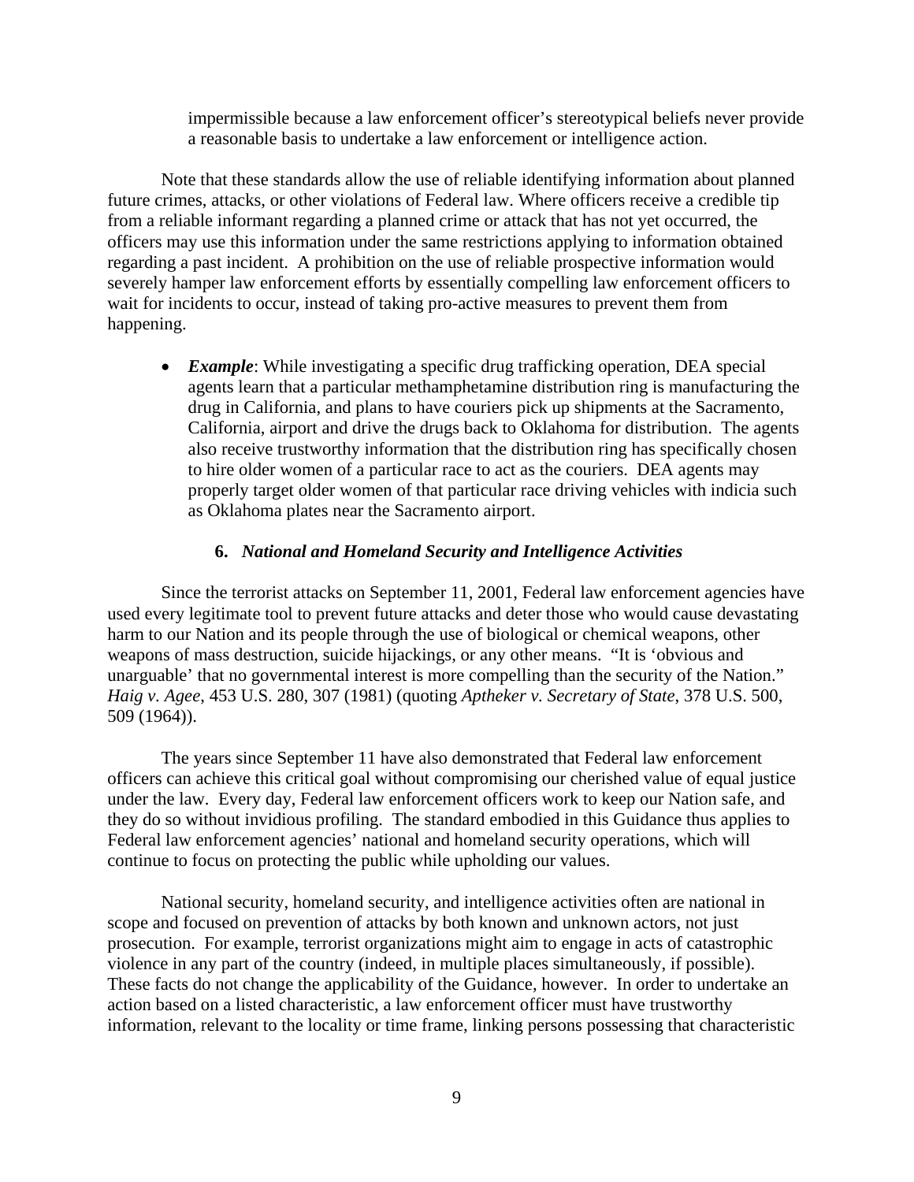impermissible because a law enforcement officer's stereotypical beliefs never provide a reasonable basis to undertake a law enforcement or intelligence action.

Note that these standards allow the use of reliable identifying information about planned future crimes, attacks, or other violations of Federal law. Where officers receive a credible tip from a reliable informant regarding a planned crime or attack that has not yet occurred, the officers may use this information under the same restrictions applying to information obtained regarding a past incident. A prohibition on the use of reliable prospective information would severely hamper law enforcement efforts by essentially compelling law enforcement officers to wait for incidents to occur, instead of taking pro-active measures to prevent them from happening.

- ***Example***: While investigating a specific drug trafficking operation, DEA special agents learn that a particular methamphetamine distribution ring is manufacturing the drug in California, and plans to have couriers pick up shipments at the Sacramento, California, airport and drive the drugs back to Oklahoma for distribution. The agents also receive trustworthy information that the distribution ring has specifically chosen to hire older women of a particular race to act as the couriers. DEA agents may properly target older women of that particular race driving vehicles with indicia such as Oklahoma plates near the Sacramento airport.

### 6. *National and Homeland Security and Intelligence Activities*

Since the terrorist attacks on September 11, 2001, Federal law enforcement agencies have used every legitimate tool to prevent future attacks and deter those who would cause devastating harm to our Nation and its people through the use of biological or chemical weapons, other weapons of mass destruction, suicide hijackings, or any other means. "It is 'obvious and unarguable' that no governmental interest is more compelling than the security of the Nation." *Haig v. Agee*, 453 U.S. 280, 307 (1981) (quoting *Aptheker v. Secretary of State*, 378 U.S. 500, 509 (1964)).

The years since September 11 have also demonstrated that Federal law enforcement officers can achieve this critical goal without compromising our cherished value of equal justice under the law. Every day, Federal law enforcement officers work to keep our Nation safe, and they do so without invidious profiling. The standard embodied in this Guidance thus applies to Federal law enforcement agencies' national and homeland security operations, which will continue to focus on protecting the public while upholding our values.

National security, homeland security, and intelligence activities often are national in scope and focused on prevention of attacks by both known and unknown actors, not just prosecution. For example, terrorist organizations might aim to engage in acts of catastrophic violence in any part of the country (indeed, in multiple places simultaneously, if possible). These facts do not change the applicability of the Guidance, however. In order to undertake an action based on a listed characteristic, a law enforcement officer must have trustworthy information, relevant to the locality or time frame, linking persons possessing that characteristic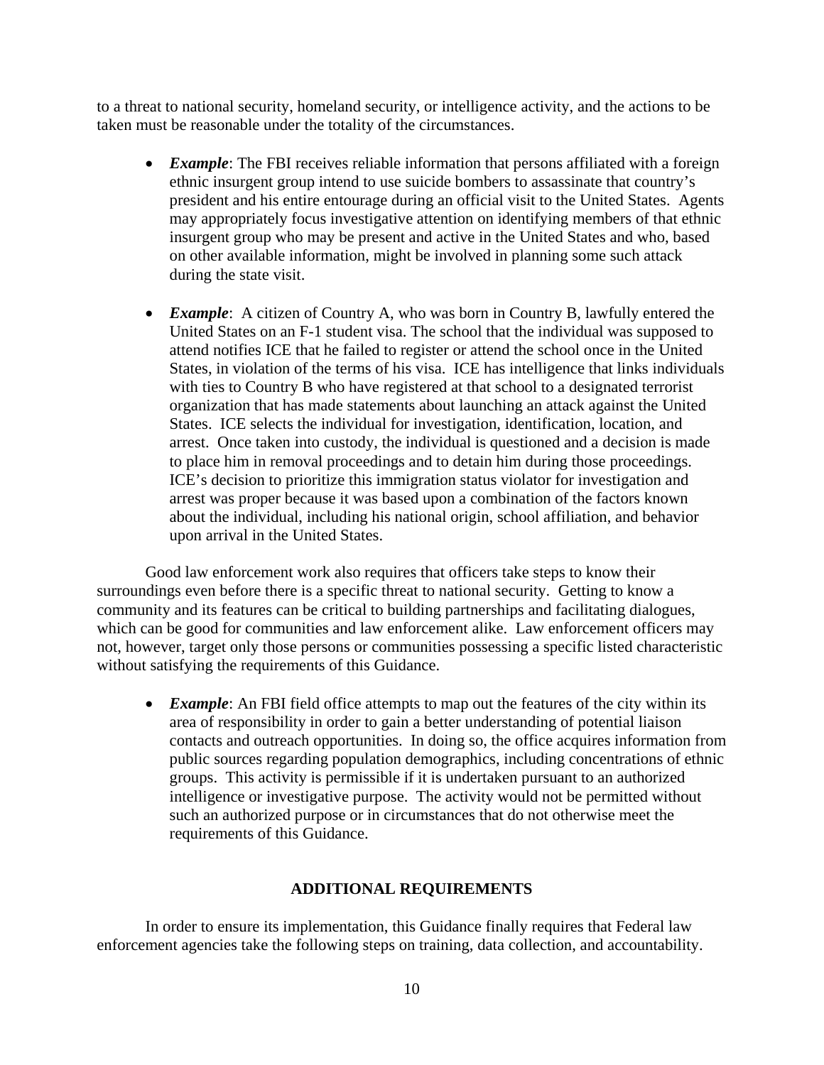to a threat to national security, homeland security, or intelligence activity, and the actions to be taken must be reasonable under the totality of the circumstances.

- ***Example***: The FBI receives reliable information that persons affiliated with a foreign ethnic insurgent group intend to use suicide bombers to assassinate that country's president and his entire entourage during an official visit to the United States. Agents may appropriately focus investigative attention on identifying members of that ethnic insurgent group who may be present and active in the United States and who, based on other available information, might be involved in planning some such attack during the state visit.

- ***Example***: A citizen of Country A, who was born in Country B, lawfully entered the United States on an F-1 student visa. The school that the individual was supposed to attend notifies ICE that he failed to register or attend the school once in the United States, in violation of the terms of his visa. ICE has intelligence that links individuals with ties to Country B who have registered at that school to a designated terrorist organization that has made statements about launching an attack against the United States. ICE selects the individual for investigation, identification, location, and arrest. Once taken into custody, the individual is questioned and a decision is made to place him in removal proceedings and to detain him during those proceedings. ICE's decision to prioritize this immigration status violator for investigation and arrest was proper because it was based upon a combination of the factors known about the individual, including his national origin, school affiliation, and behavior upon arrival in the United States.

Good law enforcement work also requires that officers take steps to know their surroundings even before there is a specific threat to national security. Getting to know a community and its features can be critical to building partnerships and facilitating dialogues, which can be good for communities and law enforcement alike. Law enforcement officers may not, however, target only those persons or communities possessing a specific listed characteristic without satisfying the requirements of this Guidance.

- ***Example***: An FBI field office attempts to map out the features of the city within its area of responsibility in order to gain a better understanding of potential liaison contacts and outreach opportunities. In doing so, the office acquires information from public sources regarding population demographics, including concentrations of ethnic groups. This activity is permissible if it is undertaken pursuant to an authorized intelligence or investigative purpose. The activity would not be permitted without such an authorized purpose or in circumstances that do not otherwise meet the requirements of this Guidance.

## ADDITIONAL REQUIREMENTS

In order to ensure its implementation, this Guidance finally requires that Federal law enforcement agencies take the following steps on training, data collection, and accountability.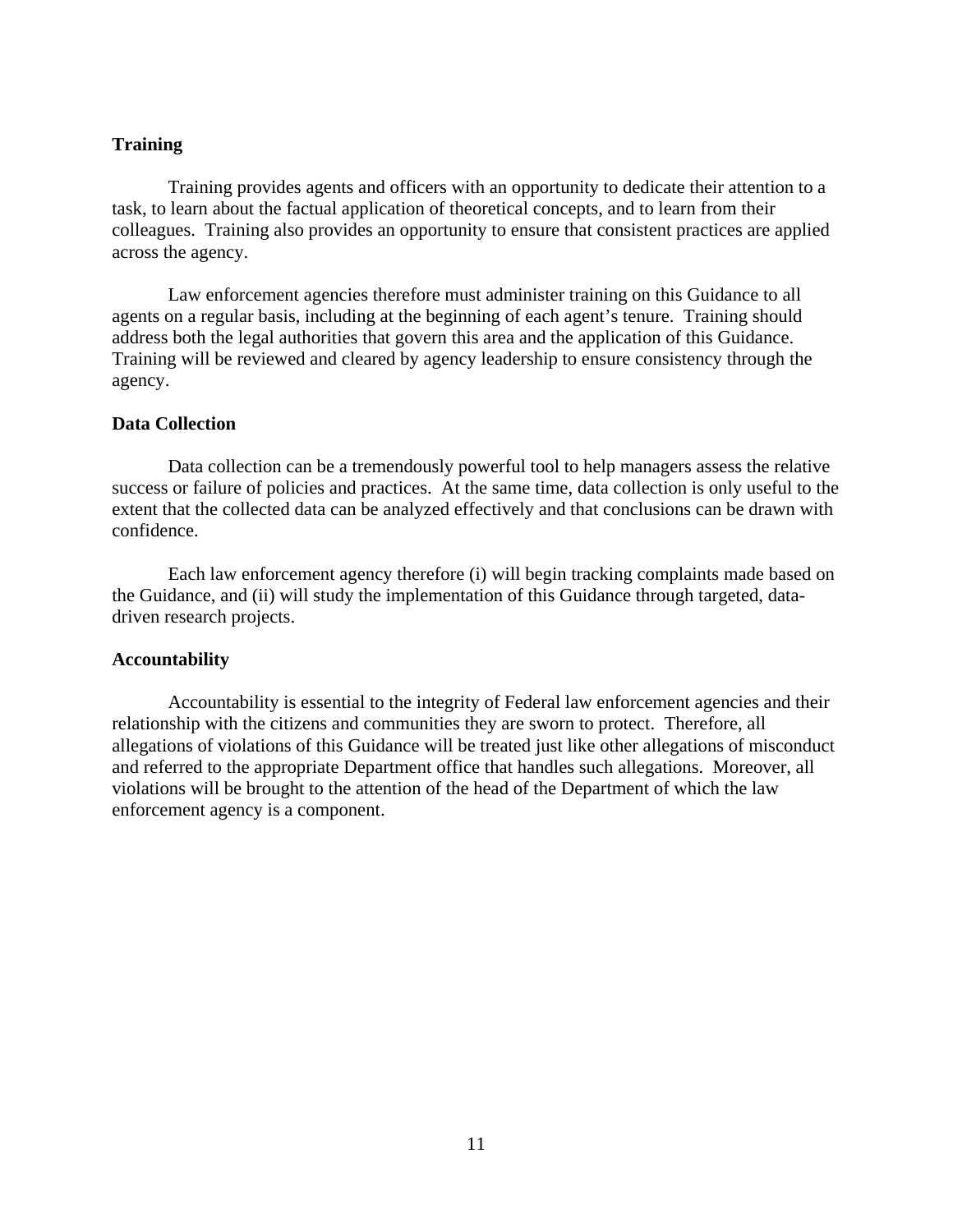**Training**

Training provides agents and officers with an opportunity to dedicate their attention to a task, to learn about the factual application of theoretical concepts, and to learn from their colleagues. Training also provides an opportunity to ensure that consistent practices are applied across the agency.

Law enforcement agencies therefore must administer training on this Guidance to all agents on a regular basis, including at the beginning of each agent's tenure. Training should address both the legal authorities that govern this area and the application of this Guidance. Training will be reviewed and cleared by agency leadership to ensure consistency through the agency.

**Data Collection**

Data collection can be a tremendously powerful tool to help managers assess the relative success or failure of policies and practices. At the same time, data collection is only useful to the extent that the collected data can be analyzed effectively and that conclusions can be drawn with confidence.

Each law enforcement agency therefore (i) will begin tracking complaints made based on the Guidance, and (ii) will study the implementation of this Guidance through targeted, data-driven research projects.

**Accountability**

Accountability is essential to the integrity of Federal law enforcement agencies and their relationship with the citizens and communities they are sworn to protect. Therefore, all allegations of violations of this Guidance will be treated just like other allegations of misconduct and referred to the appropriate Department office that handles such allegations. Moreover, all violations will be brought to the attention of the head of the Department of which the law enforcement agency is a component.